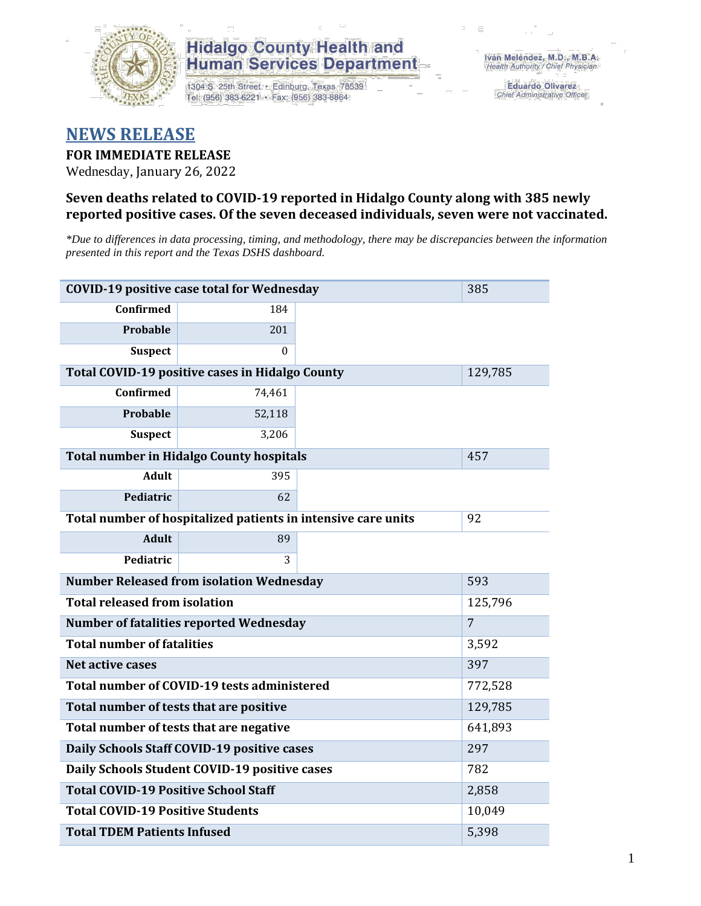Hidalgo County Health and Human Services Department

1304 S. 25th Street • Edinburg, Texas 78539
Tel: (956) 383-6221 • Fax: (956) 383-8864

Iván Meléndez, M.D., M.B.A.
Health Authority / Chief Physician

Eduardo Olivarez
Chief Administrative Officer

# NEWS RELEASE

**FOR IMMEDIATE RELEASE**

Wednesday, January 26, 2022

### Seven deaths related to COVID-19 reported in Hidalgo County along with 385 newly reported positive cases. Of the seven deceased individuals, seven were not vaccinated.

*\*Due to differences in data processing, timing, and methodology, there may be discrepancies between the information presented in this report and the Texas DSHS dashboard.*

| COVID-19 positive case total for Wednesday | | | 385 |
|---|---|---|---|
| Confirmed | 184 | | |
| Probable | 201 | | |
| Suspect | 0 | | |
| **Total COVID-19 positive cases in Hidalgo County** | | | 129,785 |
| Confirmed | 74,461 | | |
| Probable | 52,118 | | |
| Suspect | 3,206 | | |
| **Total number in Hidalgo County hospitals** | | | 457 |
| Adult | 395 | | |
| Pediatric | 62 | | |
| **Total number of hospitalized patients in intensive care units** | | | 92 |
| Adult | 89 | | |
| Pediatric | 3 | | |
| **Number Released from isolation Wednesday** | | | 593 |
| **Total released from isolation** | | | 125,796 |
| **Number of fatalities reported Wednesday** | | | 7 |
| **Total number of fatalities** | | | 3,592 |
| **Net active cases** | | | 397 |
| **Total number of COVID-19 tests administered** | | | 772,528 |
| **Total number of tests that are positive** | | | 129,785 |
| **Total number of tests that are negative** | | | 641,893 |
| **Daily Schools Staff COVID-19 positive cases** | | | 297 |
| **Daily Schools Student COVID-19 positive cases** | | | 782 |
| **Total COVID-19 Positive School Staff** | | | 2,858 |
| **Total COVID-19 Positive Students** | | | 10,049 |
| **Total TDEM Patients Infused** | | | 5,398 |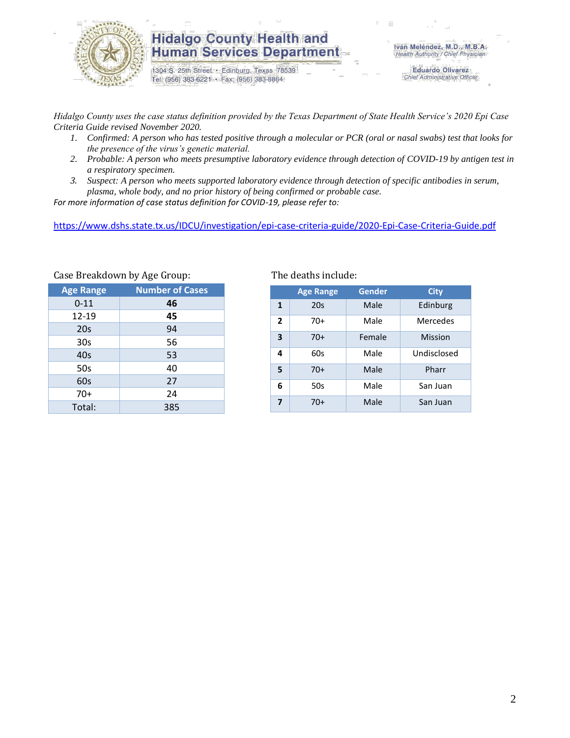# Hidalgo County Health and Human Services Department

1304 S. 25th Street • Edinburg, Texas 78539
Tel: (956) 383-6221 • Fax: (956) 383-8864

**Iván Meléndez, M.D., M.B.A.**
*Health Authority / Chief Physician*

**Eduardo Olivarez**
*Chief Administrative Officer*

*Hidalgo County uses the case status definition provided by the Texas Department of State Health Service's 2020 Epi Case Criteria Guide revised November 2020.*

1. *Confirmed: A person who has tested positive through a molecular or PCR (oral or nasal swabs) test that looks for the presence of the virus's genetic material.*
2. *Probable: A person who meets presumptive laboratory evidence through detection of COVID-19 by antigen test in a respiratory specimen.*
3. *Suspect: A person who meets supported laboratory evidence through detection of specific antibodies in serum, plasma, whole body, and no prior history of being confirmed or probable case.*

*For more information of case status definition for COVID-19, please refer to:*

https://www.dshs.state.tx.us/IDCU/investigation/epi-case-criteria-guide/2020-Epi-Case-Criteria-Guide.pdf

Case Breakdown by Age Group:

| Age Range | Number of Cases |
|---|---|
| 0-11 | **46** |
| 12-19 | **45** |
| 20s | 94 |
| 30s | 56 |
| 40s | 53 |
| 50s | 40 |
| 60s | 27 |
| 70+ | 24 |
| Total: | 385 |

The deaths include:

| | Age Range | Gender | City |
|---|---|---|---|
| **1** | 20s | Male | Edinburg |
| **2** | 70+ | Male | Mercedes |
| **3** | 70+ | Female | Mission |
| **4** | 60s | Male | Undisclosed |
| **5** | 70+ | Male | Pharr |
| **6** | 50s | Male | San Juan |
| **7** | 70+ | Male | San Juan |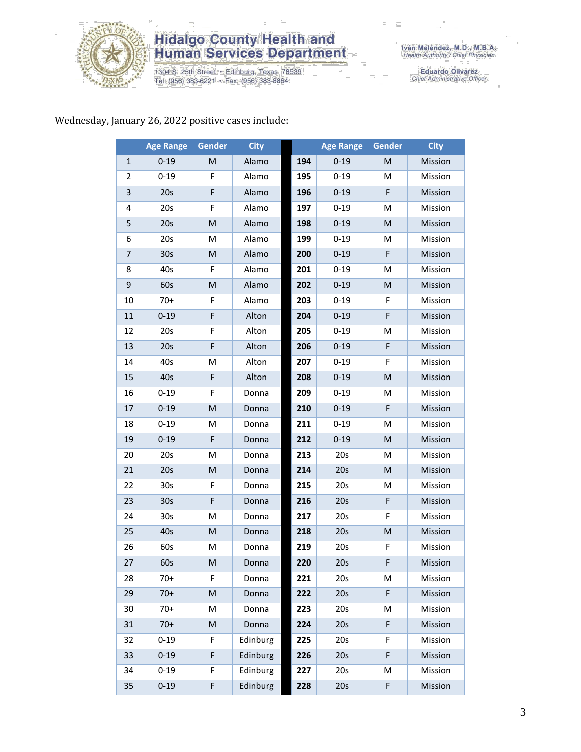Wednesday, January 26, 2022 positive cases include:

| | Age Range | Gender | City | | Age Range | Gender | City |
|---|---|---|---|---|---|---|---|
| 1 | 0-19 | M | Alamo | 194 | 0-19 | M | Mission |
| 2 | 0-19 | F | Alamo | 195 | 0-19 | M | Mission |
| 3 | 20s | F | Alamo | 196 | 0-19 | F | Mission |
| 4 | 20s | F | Alamo | 197 | 0-19 | M | Mission |
| 5 | 20s | M | Alamo | 198 | 0-19 | M | Mission |
| 6 | 20s | M | Alamo | 199 | 0-19 | M | Mission |
| 7 | 30s | M | Alamo | 200 | 0-19 | F | Mission |
| 8 | 40s | F | Alamo | 201 | 0-19 | M | Mission |
| 9 | 60s | M | Alamo | 202 | 0-19 | M | Mission |
| 10 | 70+ | F | Alamo | 203 | 0-19 | F | Mission |
| 11 | 0-19 | F | Alton | 204 | 0-19 | F | Mission |
| 12 | 20s | F | Alton | 205 | 0-19 | M | Mission |
| 13 | 20s | F | Alton | 206 | 0-19 | F | Mission |
| 14 | 40s | M | Alton | 207 | 0-19 | F | Mission |
| 15 | 40s | F | Alton | 208 | 0-19 | M | Mission |
| 16 | 0-19 | F | Donna | 209 | 0-19 | M | Mission |
| 17 | 0-19 | M | Donna | 210 | 0-19 | F | Mission |
| 18 | 0-19 | M | Donna | 211 | 0-19 | M | Mission |
| 19 | 0-19 | F | Donna | 212 | 0-19 | M | Mission |
| 20 | 20s | M | Donna | 213 | 20s | M | Mission |
| 21 | 20s | M | Donna | 214 | 20s | M | Mission |
| 22 | 30s | F | Donna | 215 | 20s | M | Mission |
| 23 | 30s | F | Donna | 216 | 20s | F | Mission |
| 24 | 30s | M | Donna | 217 | 20s | F | Mission |
| 25 | 40s | M | Donna | 218 | 20s | M | Mission |
| 26 | 60s | M | Donna | 219 | 20s | F | Mission |
| 27 | 60s | M | Donna | 220 | 20s | F | Mission |
| 28 | 70+ | F | Donna | 221 | 20s | M | Mission |
| 29 | 70+ | M | Donna | 222 | 20s | F | Mission |
| 30 | 70+ | M | Donna | 223 | 20s | M | Mission |
| 31 | 70+ | M | Donna | 224 | 20s | F | Mission |
| 32 | 0-19 | F | Edinburg | 225 | 20s | F | Mission |
| 33 | 0-19 | F | Edinburg | 226 | 20s | F | Mission |
| 34 | 0-19 | F | Edinburg | 227 | 20s | M | Mission |
| 35 | 0-19 | F | Edinburg | 228 | 20s | F | Mission |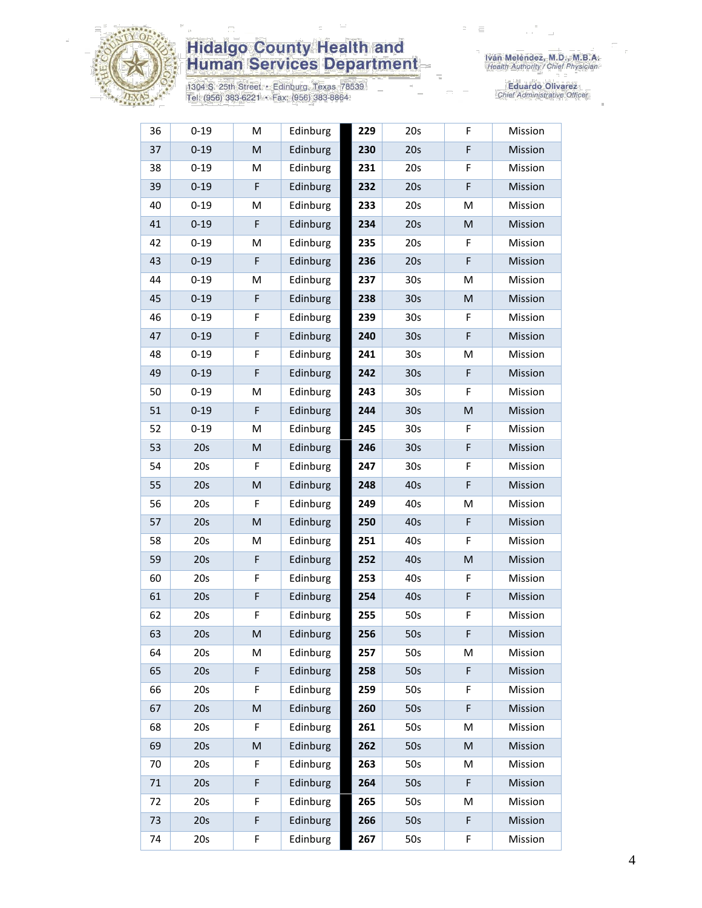| 36 | 0-19 | M | Edinburg | 229 | 20s | F | Mission |
|---|---|---|---|---|---|---|---|
| 37 | 0-19 | M | Edinburg | 230 | 20s | F | Mission |
| 38 | 0-19 | M | Edinburg | 231 | 20s | F | Mission |
| 39 | 0-19 | F | Edinburg | 232 | 20s | F | Mission |
| 40 | 0-19 | M | Edinburg | 233 | 20s | M | Mission |
| 41 | 0-19 | F | Edinburg | 234 | 20s | M | Mission |
| 42 | 0-19 | M | Edinburg | 235 | 20s | F | Mission |
| 43 | 0-19 | F | Edinburg | 236 | 20s | F | Mission |
| 44 | 0-19 | M | Edinburg | 237 | 30s | M | Mission |
| 45 | 0-19 | F | Edinburg | 238 | 30s | M | Mission |
| 46 | 0-19 | F | Edinburg | 239 | 30s | F | Mission |
| 47 | 0-19 | F | Edinburg | 240 | 30s | F | Mission |
| 48 | 0-19 | F | Edinburg | 241 | 30s | M | Mission |
| 49 | 0-19 | F | Edinburg | 242 | 30s | F | Mission |
| 50 | 0-19 | M | Edinburg | 243 | 30s | F | Mission |
| 51 | 0-19 | F | Edinburg | 244 | 30s | M | Mission |
| 52 | 0-19 | M | Edinburg | 245 | 30s | F | Mission |
| 53 | 20s | M | Edinburg | 246 | 30s | F | Mission |
| 54 | 20s | F | Edinburg | 247 | 30s | F | Mission |
| 55 | 20s | M | Edinburg | 248 | 40s | F | Mission |
| 56 | 20s | F | Edinburg | 249 | 40s | M | Mission |
| 57 | 20s | M | Edinburg | 250 | 40s | F | Mission |
| 58 | 20s | M | Edinburg | 251 | 40s | F | Mission |
| 59 | 20s | F | Edinburg | 252 | 40s | M | Mission |
| 60 | 20s | F | Edinburg | 253 | 40s | F | Mission |
| 61 | 20s | F | Edinburg | 254 | 40s | F | Mission |
| 62 | 20s | F | Edinburg | 255 | 50s | F | Mission |
| 63 | 20s | M | Edinburg | 256 | 50s | F | Mission |
| 64 | 20s | M | Edinburg | 257 | 50s | M | Mission |
| 65 | 20s | F | Edinburg | 258 | 50s | F | Mission |
| 66 | 20s | F | Edinburg | 259 | 50s | F | Mission |
| 67 | 20s | M | Edinburg | 260 | 50s | F | Mission |
| 68 | 20s | F | Edinburg | 261 | 50s | M | Mission |
| 69 | 20s | M | Edinburg | 262 | 50s | M | Mission |
| 70 | 20s | F | Edinburg | 263 | 50s | M | Mission |
| 71 | 20s | F | Edinburg | 264 | 50s | F | Mission |
| 72 | 20s | F | Edinburg | 265 | 50s | M | Mission |
| 73 | 20s | F | Edinburg | 266 | 50s | F | Mission |
| 74 | 20s | F | Edinburg | 267 | 50s | F | Mission |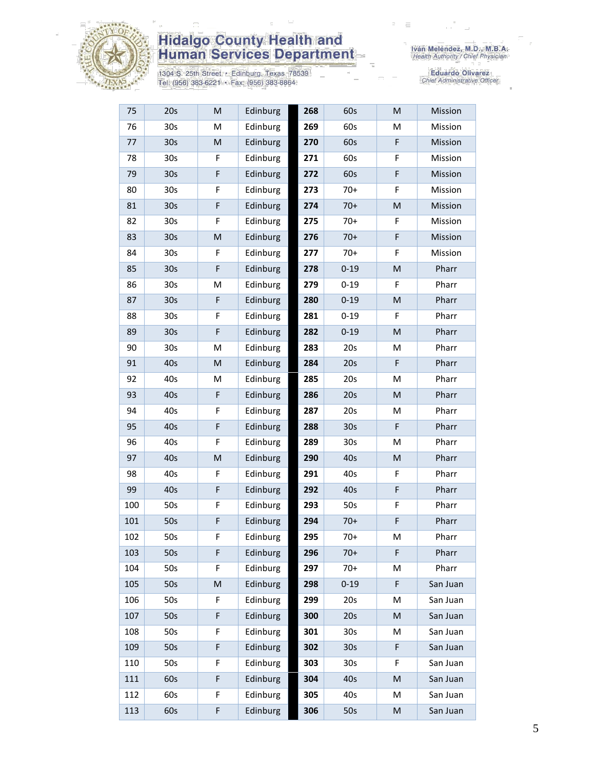| 75 | 20s | M | Edinburg | | 268 | 60s | M | Mission |
|---|---|---|---|---|---|---|---|---|
| 76 | 30s | M | Edinburg | | 269 | 60s | M | Mission |
| 77 | 30s | M | Edinburg | | 270 | 60s | F | Mission |
| 78 | 30s | F | Edinburg | | 271 | 60s | F | Mission |
| 79 | 30s | F | Edinburg | | 272 | 60s | F | Mission |
| 80 | 30s | F | Edinburg | | 273 | 70+ | F | Mission |
| 81 | 30s | F | Edinburg | | 274 | 70+ | M | Mission |
| 82 | 30s | F | Edinburg | | 275 | 70+ | F | Mission |
| 83 | 30s | M | Edinburg | | 276 | 70+ | F | Mission |
| 84 | 30s | F | Edinburg | | 277 | 70+ | F | Mission |
| 85 | 30s | F | Edinburg | | 278 | 0-19 | M | Pharr |
| 86 | 30s | M | Edinburg | | 279 | 0-19 | F | Pharr |
| 87 | 30s | F | Edinburg | | 280 | 0-19 | M | Pharr |
| 88 | 30s | F | Edinburg | | 281 | 0-19 | F | Pharr |
| 89 | 30s | F | Edinburg | | 282 | 0-19 | M | Pharr |
| 90 | 30s | M | Edinburg | | 283 | 20s | M | Pharr |
| 91 | 40s | M | Edinburg | | 284 | 20s | F | Pharr |
| 92 | 40s | M | Edinburg | | 285 | 20s | M | Pharr |
| 93 | 40s | F | Edinburg | | 286 | 20s | M | Pharr |
| 94 | 40s | F | Edinburg | | 287 | 20s | M | Pharr |
| 95 | 40s | F | Edinburg | | 288 | 30s | F | Pharr |
| 96 | 40s | F | Edinburg | | 289 | 30s | M | Pharr |
| 97 | 40s | M | Edinburg | | 290 | 40s | M | Pharr |
| 98 | 40s | F | Edinburg | | 291 | 40s | F | Pharr |
| 99 | 40s | F | Edinburg | | 292 | 40s | F | Pharr |
| 100 | 50s | F | Edinburg | | 293 | 50s | F | Pharr |
| 101 | 50s | F | Edinburg | | 294 | 70+ | F | Pharr |
| 102 | 50s | F | Edinburg | | 295 | 70+ | M | Pharr |
| 103 | 50s | F | Edinburg | | 296 | 70+ | F | Pharr |
| 104 | 50s | F | Edinburg | | 297 | 70+ | M | Pharr |
| 105 | 50s | M | Edinburg | | 298 | 0-19 | F | San Juan |
| 106 | 50s | F | Edinburg | | 299 | 20s | M | San Juan |
| 107 | 50s | F | Edinburg | | 300 | 20s | M | San Juan |
| 108 | 50s | F | Edinburg | | 301 | 30s | M | San Juan |
| 109 | 50s | F | Edinburg | | 302 | 30s | F | San Juan |
| 110 | 50s | F | Edinburg | | 303 | 30s | F | San Juan |
| 111 | 60s | F | Edinburg | | 304 | 40s | M | San Juan |
| 112 | 60s | F | Edinburg | | 305 | 40s | M | San Juan |
| 113 | 60s | F | Edinburg | | 306 | 50s | M | San Juan |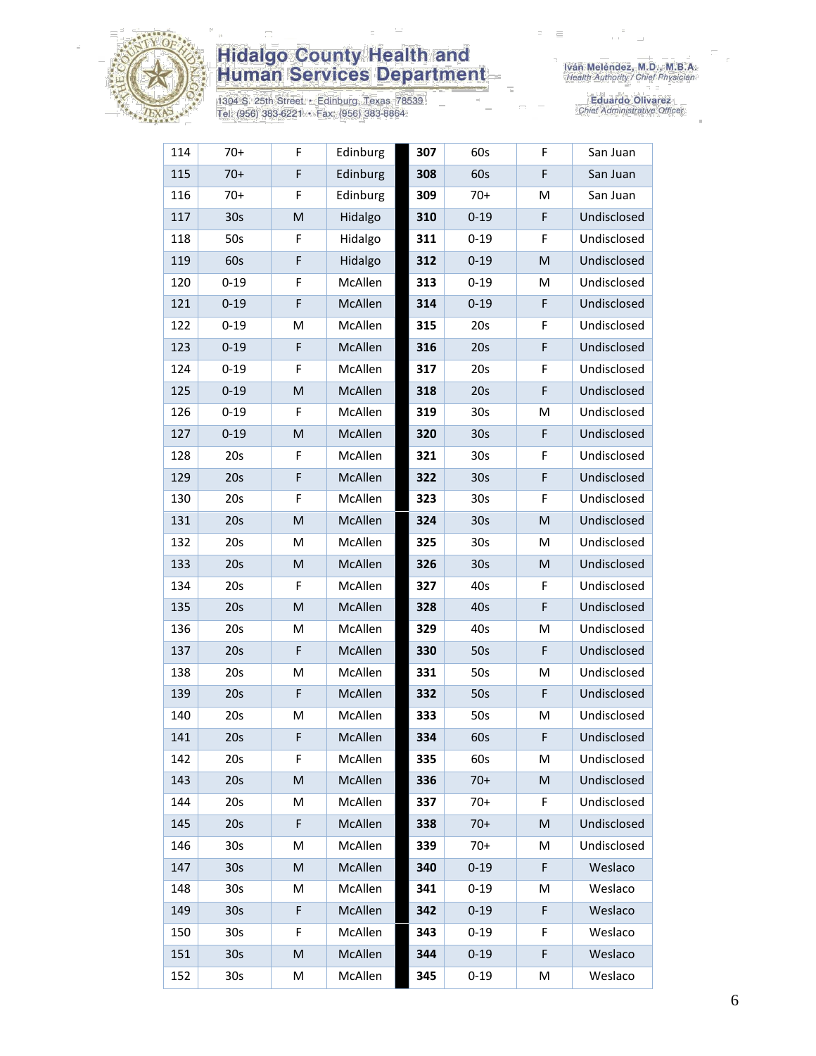| 114 | 70+ | F | Edinburg | | 307 | 60s | F | San Juan |
|---|---|---|---|---|---|---|---|---|
| 115 | 70+ | F | Edinburg | | 308 | 60s | F | San Juan |
| 116 | 70+ | F | Edinburg | | 309 | 70+ | M | San Juan |
| 117 | 30s | M | Hidalgo | | 310 | 0-19 | F | Undisclosed |
| 118 | 50s | F | Hidalgo | | 311 | 0-19 | F | Undisclosed |
| 119 | 60s | F | Hidalgo | | 312 | 0-19 | M | Undisclosed |
| 120 | 0-19 | F | McAllen | | 313 | 0-19 | M | Undisclosed |
| 121 | 0-19 | F | McAllen | | 314 | 0-19 | F | Undisclosed |
| 122 | 0-19 | M | McAllen | | 315 | 20s | F | Undisclosed |
| 123 | 0-19 | F | McAllen | | 316 | 20s | F | Undisclosed |
| 124 | 0-19 | F | McAllen | | 317 | 20s | F | Undisclosed |
| 125 | 0-19 | M | McAllen | | 318 | 20s | F | Undisclosed |
| 126 | 0-19 | F | McAllen | | 319 | 30s | M | Undisclosed |
| 127 | 0-19 | M | McAllen | | 320 | 30s | F | Undisclosed |
| 128 | 20s | F | McAllen | | 321 | 30s | F | Undisclosed |
| 129 | 20s | F | McAllen | | 322 | 30s | F | Undisclosed |
| 130 | 20s | F | McAllen | | 323 | 30s | F | Undisclosed |
| 131 | 20s | M | McAllen | | 324 | 30s | M | Undisclosed |
| 132 | 20s | M | McAllen | | 325 | 30s | M | Undisclosed |
| 133 | 20s | M | McAllen | | 326 | 30s | M | Undisclosed |
| 134 | 20s | F | McAllen | | 327 | 40s | F | Undisclosed |
| 135 | 20s | M | McAllen | | 328 | 40s | F | Undisclosed |
| 136 | 20s | M | McAllen | | 329 | 40s | M | Undisclosed |
| 137 | 20s | F | McAllen | | 330 | 50s | F | Undisclosed |
| 138 | 20s | M | McAllen | | 331 | 50s | M | Undisclosed |
| 139 | 20s | F | McAllen | | 332 | 50s | F | Undisclosed |
| 140 | 20s | M | McAllen | | 333 | 50s | M | Undisclosed |
| 141 | 20s | F | McAllen | | 334 | 60s | F | Undisclosed |
| 142 | 20s | F | McAllen | | 335 | 60s | M | Undisclosed |
| 143 | 20s | M | McAllen | | 336 | 70+ | M | Undisclosed |
| 144 | 20s | M | McAllen | | 337 | 70+ | F | Undisclosed |
| 145 | 20s | F | McAllen | | 338 | 70+ | M | Undisclosed |
| 146 | 30s | M | McAllen | | 339 | 70+ | M | Undisclosed |
| 147 | 30s | M | McAllen | | 340 | 0-19 | F | Weslaco |
| 148 | 30s | M | McAllen | | 341 | 0-19 | M | Weslaco |
| 149 | 30s | F | McAllen | | 342 | 0-19 | F | Weslaco |
| 150 | 30s | F | McAllen | | 343 | 0-19 | F | Weslaco |
| 151 | 30s | M | McAllen | | 344 | 0-19 | F | Weslaco |
| 152 | 30s | M | McAllen | | 345 | 0-19 | M | Weslaco |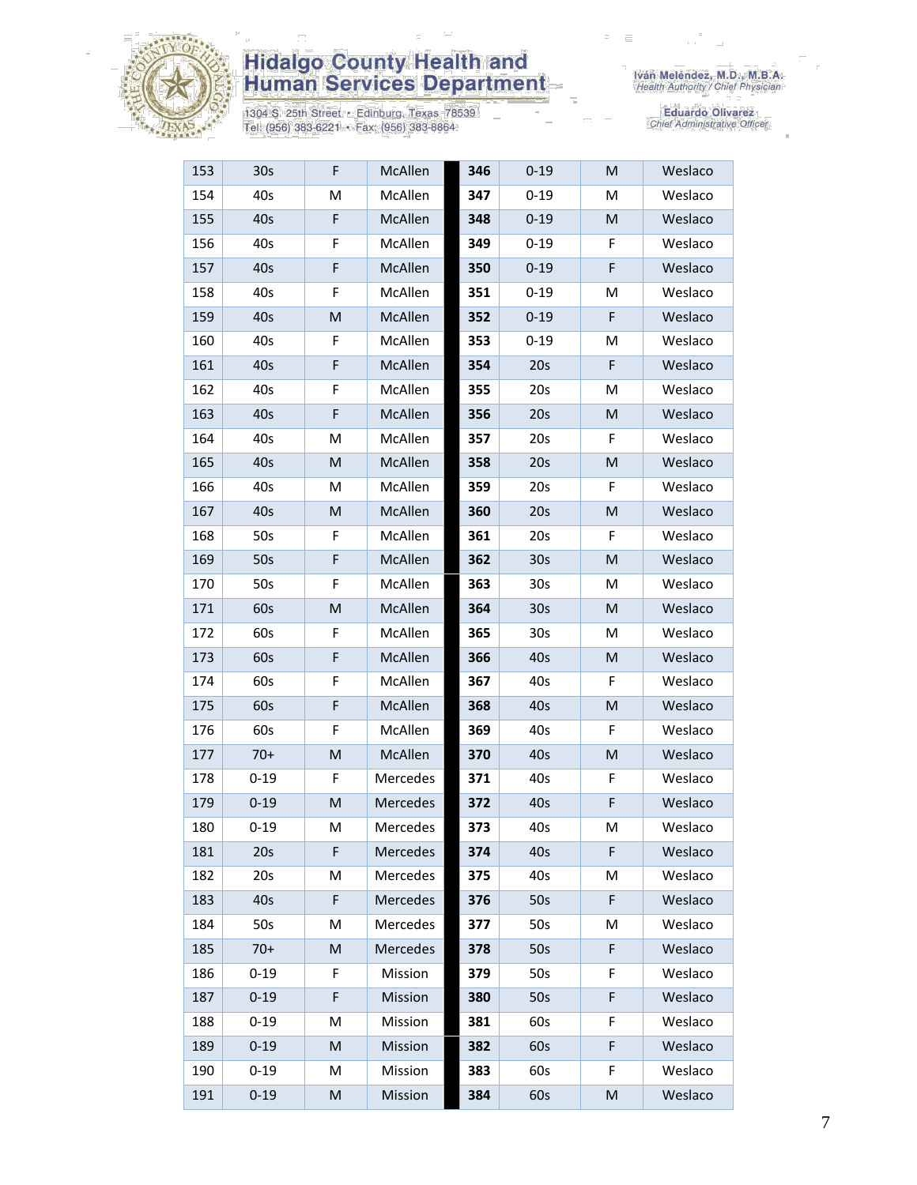| 153 | 30s | F | McAllen | 346 | 0-19 | M | Weslaco |
|---|---|---|---|---|---|---|---|
| 154 | 40s | M | McAllen | 347 | 0-19 | M | Weslaco |
| 155 | 40s | F | McAllen | 348 | 0-19 | M | Weslaco |
| 156 | 40s | F | McAllen | 349 | 0-19 | F | Weslaco |
| 157 | 40s | F | McAllen | 350 | 0-19 | F | Weslaco |
| 158 | 40s | F | McAllen | 351 | 0-19 | M | Weslaco |
| 159 | 40s | M | McAllen | 352 | 0-19 | F | Weslaco |
| 160 | 40s | F | McAllen | 353 | 0-19 | M | Weslaco |
| 161 | 40s | F | McAllen | 354 | 20s | F | Weslaco |
| 162 | 40s | F | McAllen | 355 | 20s | M | Weslaco |
| 163 | 40s | F | McAllen | 356 | 20s | M | Weslaco |
| 164 | 40s | M | McAllen | 357 | 20s | F | Weslaco |
| 165 | 40s | M | McAllen | 358 | 20s | M | Weslaco |
| 166 | 40s | M | McAllen | 359 | 20s | F | Weslaco |
| 167 | 40s | M | McAllen | 360 | 20s | M | Weslaco |
| 168 | 50s | F | McAllen | 361 | 20s | F | Weslaco |
| 169 | 50s | F | McAllen | 362 | 30s | M | Weslaco |
| 170 | 50s | F | McAllen | 363 | 30s | M | Weslaco |
| 171 | 60s | M | McAllen | 364 | 30s | M | Weslaco |
| 172 | 60s | F | McAllen | 365 | 30s | M | Weslaco |
| 173 | 60s | F | McAllen | 366 | 40s | M | Weslaco |
| 174 | 60s | F | McAllen | 367 | 40s | F | Weslaco |
| 175 | 60s | F | McAllen | 368 | 40s | M | Weslaco |
| 176 | 60s | F | McAllen | 369 | 40s | F | Weslaco |
| 177 | 70+ | M | McAllen | 370 | 40s | M | Weslaco |
| 178 | 0-19 | F | Mercedes | 371 | 40s | F | Weslaco |
| 179 | 0-19 | M | Mercedes | 372 | 40s | F | Weslaco |
| 180 | 0-19 | M | Mercedes | 373 | 40s | M | Weslaco |
| 181 | 20s | F | Mercedes | 374 | 40s | F | Weslaco |
| 182 | 20s | M | Mercedes | 375 | 40s | M | Weslaco |
| 183 | 40s | F | Mercedes | 376 | 50s | F | Weslaco |
| 184 | 50s | M | Mercedes | 377 | 50s | M | Weslaco |
| 185 | 70+ | M | Mercedes | 378 | 50s | F | Weslaco |
| 186 | 0-19 | F | Mission | 379 | 50s | F | Weslaco |
| 187 | 0-19 | F | Mission | 380 | 50s | F | Weslaco |
| 188 | 0-19 | M | Mission | 381 | 60s | F | Weslaco |
| 189 | 0-19 | M | Mission | 382 | 60s | F | Weslaco |
| 190 | 0-19 | M | Mission | 383 | 60s | F | Weslaco |
| 191 | 0-19 | M | Mission | 384 | 60s | M | Weslaco |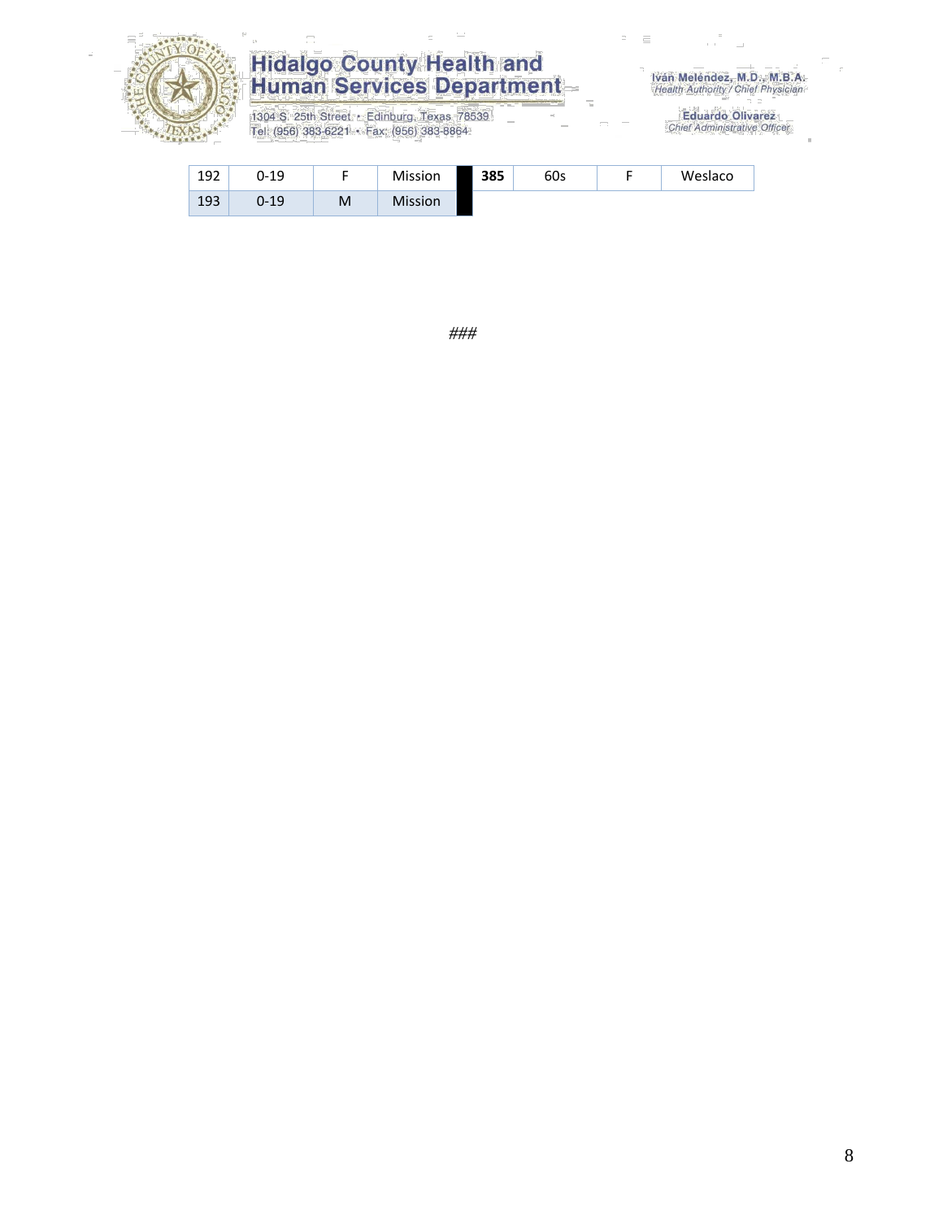| | | | | | | | |
|---|---|---|---|---|---|---|---|
| 192 | 0-19 | F | Mission | **385** | 60s | F | Weslaco |
| 193 | 0-19 | M | Mission | | | | |

###